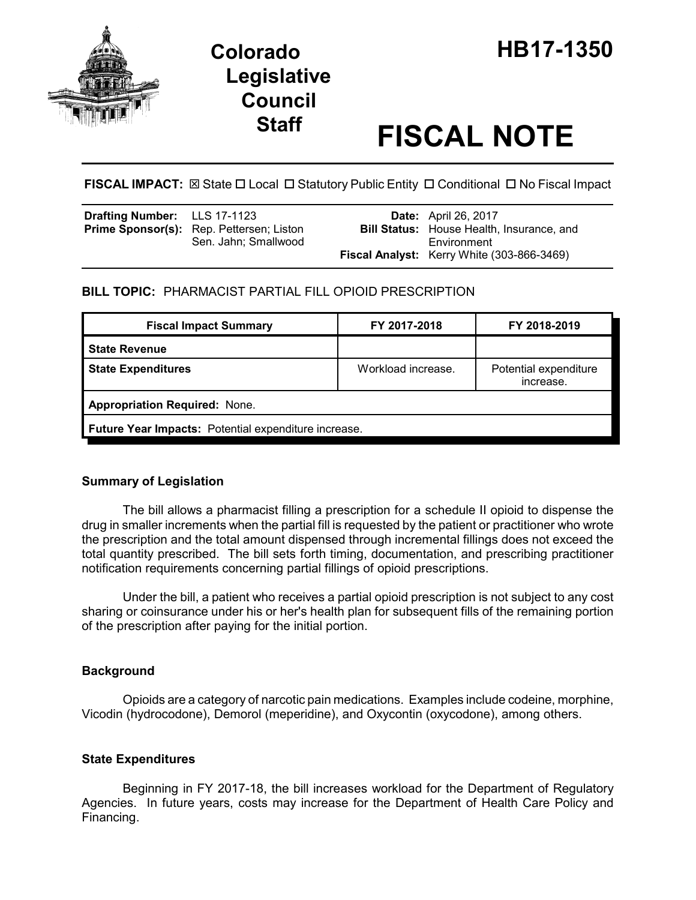# Colorado Legislative Council Staff

# HB17-1350

# FISCAL NOTE

**FISCAL IMPACT:** ☒ State ☐ Local ☐ Statutory Public Entity ☐ Conditional ☐ No Fiscal Impact

| | | | |
|---|---|---|---|
| **Drafting Number:** | LLS 17-1123 | **Date:** | April 26, 2017 |
| **Prime Sponsor(s):** | Rep. Pettersen; Liston<br>Sen. Jahn; Smallwood | **Bill Status:** | House Health, Insurance, and Environment |
| | | **Fiscal Analyst:** | Kerry White (303-866-3469) |

**BILL TOPIC:** PHARMACIST PARTIAL FILL OPIOID PRESCRIPTION

| Fiscal Impact Summary | FY 2017-2018 | FY 2018-2019 |
|---|---|---|
| **State Revenue** | | |
| **State Expenditures** | Workload increase. | Potential expenditure increase. |
| **Appropriation Required:** None. | | |
| **Future Year Impacts:** Potential expenditure increase. | | |

## Summary of Legislation

The bill allows a pharmacist filling a prescription for a schedule II opioid to dispense the drug in smaller increments when the partial fill is requested by the patient or practitioner who wrote the prescription and the total amount dispensed through incremental fillings does not exceed the total quantity prescribed. The bill sets forth timing, documentation, and prescribing practitioner notification requirements concerning partial fillings of opioid prescriptions.

Under the bill, a patient who receives a partial opioid prescription is not subject to any cost sharing or coinsurance under his or her's health plan for subsequent fills of the remaining portion of the prescription after paying for the initial portion.

## Background

Opioids are a category of narcotic pain medications. Examples include codeine, morphine, Vicodin (hydrocodone), Demorol (meperidine), and Oxycontin (oxycodone), among others.

## State Expenditures

Beginning in FY 2017-18, the bill increases workload for the Department of Regulatory Agencies. In future years, costs may increase for the Department of Health Care Policy and Financing.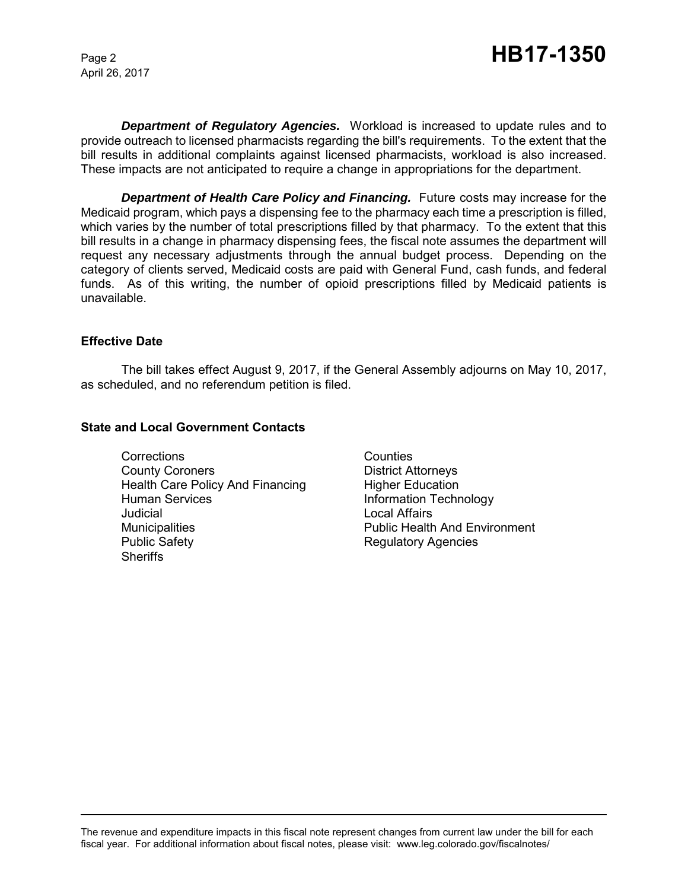***Department of Regulatory Agencies.*** Workload is increased to update rules and to provide outreach to licensed pharmacists regarding the bill's requirements. To the extent that the bill results in additional complaints against licensed pharmacists, workload is also increased. These impacts are not anticipated to require a change in appropriations for the department.

***Department of Health Care Policy and Financing.*** Future costs may increase for the Medicaid program, which pays a dispensing fee to the pharmacy each time a prescription is filled, which varies by the number of total prescriptions filled by that pharmacy. To the extent that this bill results in a change in pharmacy dispensing fees, the fiscal note assumes the department will request any necessary adjustments through the annual budget process. Depending on the category of clients served, Medicaid costs are paid with General Fund, cash funds, and federal funds. As of this writing, the number of opioid prescriptions filled by Medicaid patients is unavailable.

**Effective Date**

The bill takes effect August 9, 2017, if the General Assembly adjourns on May 10, 2017, as scheduled, and no referendum petition is filed.

**State and Local Government Contacts**

| | |
|---|---|
| Corrections | Counties |
| County Coroners | District Attorneys |
| Health Care Policy And Financing | Higher Education |
| Human Services | Information Technology |
| Judicial | Local Affairs |
| Municipalities | Public Health And Environment |
| Public Safety | Regulatory Agencies |
| Sheriffs | |

The revenue and expenditure impacts in this fiscal note represent changes from current law under the bill for each fiscal year. For additional information about fiscal notes, please visit: www.leg.colorado.gov/fiscalnotes/